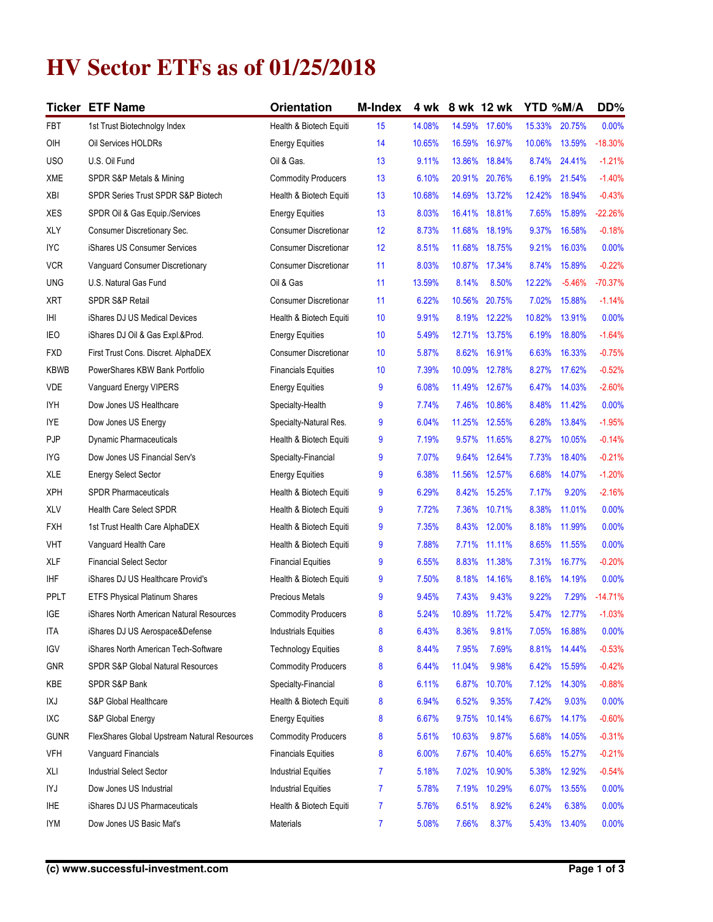# HV Sector ETFs as of 01/25/2018

| Ticker | ETF Name | Orientation | M-Index | 4 wk | 8 wk | 12 wk | YTD | %M/A | DD% |
|---|---|---|---|---|---|---|---|---|---|
| FBT | 1st Trust Biotechnolgy Index | Health & Biotech Equiti | 15 | 14.08% | 14.59% | 17.60% | 15.33% | 20.75% | 0.00% |
| OIH | Oil Services HOLDRs | Energy Equities | 14 | 10.65% | 16.59% | 16.97% | 10.06% | 13.59% | -18.30% |
| USO | U.S. Oil Fund | Oil & Gas. | 13 | 9.11% | 13.86% | 18.84% | 8.74% | 24.41% | -1.21% |
| XME | SPDR S&P Metals & Mining | Commodity Producers | 13 | 6.10% | 20.91% | 20.76% | 6.19% | 21.54% | -1.40% |
| XBI | SPDR Series Trust SPDR S&P Biotech | Health & Biotech Equiti | 13 | 10.68% | 14.69% | 13.72% | 12.42% | 18.94% | -0.43% |
| XES | SPDR Oil & Gas Equip./Services | Energy Equities | 13 | 8.03% | 16.41% | 18.81% | 7.65% | 15.89% | -22.26% |
| XLY | Consumer Discretionary Sec. | Consumer Discretionar | 12 | 8.73% | 11.68% | 18.19% | 9.37% | 16.58% | -0.18% |
| IYC | iShares US Consumer Services | Consumer Discretionar | 12 | 8.51% | 11.68% | 18.75% | 9.21% | 16.03% | 0.00% |
| VCR | Vanguard Consumer Discretionary | Consumer Discretionar | 11 | 8.03% | 10.87% | 17.34% | 8.74% | 15.89% | -0.22% |
| UNG | U.S. Natural Gas Fund | Oil & Gas | 11 | 13.59% | 8.14% | 8.50% | 12.22% | -5.46% | -70.37% |
| XRT | SPDR S&P Retail | Consumer Discretionar | 11 | 6.22% | 10.56% | 20.75% | 7.02% | 15.88% | -1.14% |
| IHI | iShares DJ US Medical Devices | Health & Biotech Equiti | 10 | 9.91% | 8.19% | 12.22% | 10.82% | 13.91% | 0.00% |
| IEO | iShares DJ Oil & Gas Expl.&Prod. | Energy Equities | 10 | 5.49% | 12.71% | 13.75% | 6.19% | 18.80% | -1.64% |
| FXD | First Trust Cons. Discret. AlphaDEX | Consumer Discretionar | 10 | 5.87% | 8.62% | 16.91% | 6.63% | 16.33% | -0.75% |
| KBWB | PowerShares KBW Bank Portfolio | Financials Equities | 10 | 7.39% | 10.09% | 12.78% | 8.27% | 17.62% | -0.52% |
| VDE | Vanguard Energy VIPERS | Energy Equities | 9 | 6.08% | 11.49% | 12.67% | 6.47% | 14.03% | -2.60% |
| IYH | Dow Jones US Healthcare | Specialty-Health | 9 | 7.74% | 7.46% | 10.86% | 8.48% | 11.42% | 0.00% |
| IYE | Dow Jones US Energy | Specialty-Natural Res. | 9 | 6.04% | 11.25% | 12.55% | 6.28% | 13.84% | -1.95% |
| PJP | Dynamic Pharmaceuticals | Health & Biotech Equiti | 9 | 7.19% | 9.57% | 11.65% | 8.27% | 10.05% | -0.14% |
| IYG | Dow Jones US Financial Serv's | Specialty-Financial | 9 | 7.07% | 9.64% | 12.64% | 7.73% | 18.40% | -0.21% |
| XLE | Energy Select Sector | Energy Equities | 9 | 6.38% | 11.56% | 12.57% | 6.68% | 14.07% | -1.20% |
| XPH | SPDR Pharmaceuticals | Health & Biotech Equiti | 9 | 6.29% | 8.42% | 15.25% | 7.17% | 9.20% | -2.16% |
| XLV | Health Care Select SPDR | Health & Biotech Equiti | 9 | 7.72% | 7.36% | 10.71% | 8.38% | 11.01% | 0.00% |
| FXH | 1st Trust Health Care AlphaDEX | Health & Biotech Equiti | 9 | 7.35% | 8.43% | 12.00% | 8.18% | 11.99% | 0.00% |
| VHT | Vanguard Health Care | Health & Biotech Equiti | 9 | 7.88% | 7.71% | 11.11% | 8.65% | 11.55% | 0.00% |
| XLF | Financial Select Sector | Financial Equities | 9 | 6.55% | 8.83% | 11.38% | 7.31% | 16.77% | -0.20% |
| IHF | iShares DJ US Healthcare Provid's | Health & Biotech Equiti | 9 | 7.50% | 8.18% | 14.16% | 8.16% | 14.19% | 0.00% |
| PPLT | ETFS Physical Platinum Shares | Precious Metals | 9 | 9.45% | 7.43% | 9.43% | 9.22% | 7.29% | -14.71% |
| IGE | iShares North American Natural Resources | Commodity Producers | 8 | 5.24% | 10.89% | 11.72% | 5.47% | 12.77% | -1.03% |
| ITA | iShares DJ US Aerospace&Defense | Industrials Equities | 8 | 6.43% | 8.36% | 9.81% | 7.05% | 16.88% | 0.00% |
| IGV | iShares North American Tech-Software | Technology Equities | 8 | 8.44% | 7.95% | 7.69% | 8.81% | 14.44% | -0.53% |
| GNR | SPDR S&P Global Natural Resources | Commodity Producers | 8 | 6.44% | 11.04% | 9.98% | 6.42% | 15.59% | -0.42% |
| KBE | SPDR S&P Bank | Specialty-Financial | 8 | 6.11% | 6.87% | 10.70% | 7.12% | 14.30% | -0.88% |
| IXJ | S&P Global Healthcare | Health & Biotech Equiti | 8 | 6.94% | 6.52% | 9.35% | 7.42% | 9.03% | 0.00% |
| IXC | S&P Global Energy | Energy Equities | 8 | 6.67% | 9.75% | 10.14% | 6.67% | 14.17% | -0.60% |
| GUNR | FlexShares Global Upstream Natural Resources | Commodity Producers | 8 | 5.61% | 10.63% | 9.87% | 5.68% | 14.05% | -0.31% |
| VFH | Vanguard Financials | Financials Equities | 8 | 6.00% | 7.67% | 10.40% | 6.65% | 15.27% | -0.21% |
| XLI | Industrial Select Sector | Industrial Equities | 7 | 5.18% | 7.02% | 10.90% | 5.38% | 12.92% | -0.54% |
| IYJ | Dow Jones US Industrial | Industrial Equities | 7 | 5.78% | 7.19% | 10.29% | 6.07% | 13.55% | 0.00% |
| IHE | iShares DJ US Pharmaceuticals | Health & Biotech Equiti | 7 | 5.76% | 6.51% | 8.92% | 6.24% | 6.38% | 0.00% |
| IYM | Dow Jones US Basic Mat's | Materials | 7 | 5.08% | 7.66% | 8.37% | 5.43% | 13.40% | 0.00% |

**(c) www.successful-investment.com**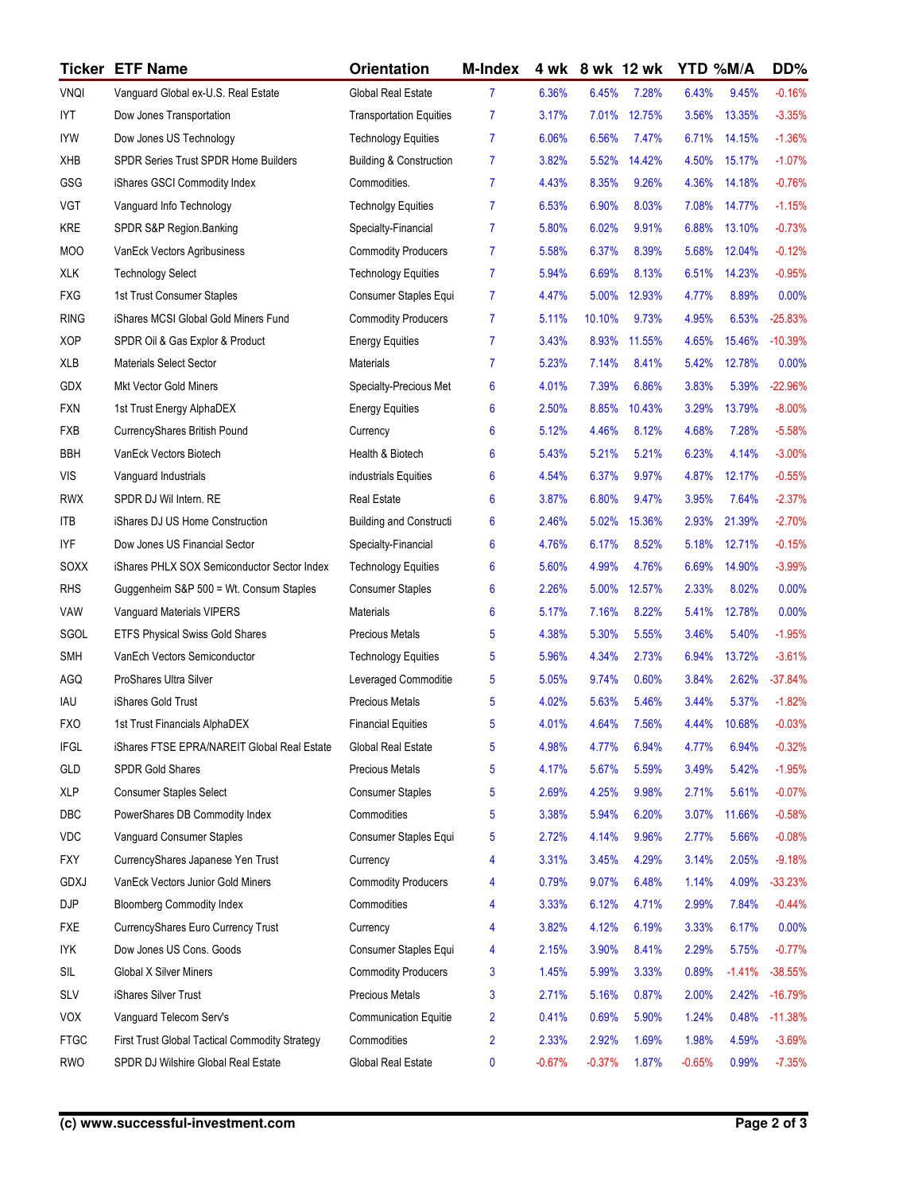| Ticker | ETF Name | Orientation | M-Index | 4 wk | 8 wk | 12 wk | YTD | %M/A | DD% |
|---|---|---|---|---|---|---|---|---|---|
| VNQI | Vanguard Global ex-U.S. Real Estate | Global Real Estate | 7 | 6.36% | 6.45% | 7.28% | 6.43% | 9.45% | -0.16% |
| IYT | Dow Jones Transportation | Transportation Equities | 7 | 3.17% | 7.01% | 12.75% | 3.56% | 13.35% | -3.35% |
| IYW | Dow Jones US Technology | Technology Equities | 7 | 6.06% | 6.56% | 7.47% | 6.71% | 14.15% | -1.36% |
| XHB | SPDR Series Trust SPDR Home Builders | Building & Construction | 7 | 3.82% | 5.52% | 14.42% | 4.50% | 15.17% | -1.07% |
| GSG | iShares GSCI Commodity Index | Commodities. | 7 | 4.43% | 8.35% | 9.26% | 4.36% | 14.18% | -0.76% |
| VGT | Vanguard Info Technology | Technolgy Equities | 7 | 6.53% | 6.90% | 8.03% | 7.08% | 14.77% | -1.15% |
| KRE | SPDR S&P Region.Banking | Specialty-Financial | 7 | 5.80% | 6.02% | 9.91% | 6.88% | 13.10% | -0.73% |
| MOO | VanEck Vectors Agribusiness | Commodity Producers | 7 | 5.58% | 6.37% | 8.39% | 5.68% | 12.04% | -0.12% |
| XLK | Technology Select | Technology Equities | 7 | 5.94% | 6.69% | 8.13% | 6.51% | 14.23% | -0.95% |
| FXG | 1st Trust Consumer Staples | Consumer Staples Equi | 7 | 4.47% | 5.00% | 12.93% | 4.77% | 8.89% | 0.00% |
| RING | iShares MCSI Global Gold Miners Fund | Commodity Producers | 7 | 5.11% | 10.10% | 9.73% | 4.95% | 6.53% | -25.83% |
| XOP | SPDR Oil & Gas Explor & Product | Energy Equities | 7 | 3.43% | 8.93% | 11.55% | 4.65% | 15.46% | -10.39% |
| XLB | Materials Select Sector | Materials | 7 | 5.23% | 7.14% | 8.41% | 5.42% | 12.78% | 0.00% |
| GDX | Mkt Vector Gold Miners | Specialty-Precious Met | 6 | 4.01% | 7.39% | 6.86% | 3.83% | 5.39% | -22.96% |
| FXN | 1st Trust Energy AlphaDEX | Energy Equities | 6 | 2.50% | 8.85% | 10.43% | 3.29% | 13.79% | -8.00% |
| FXB | CurrencyShares British Pound | Currency | 6 | 5.12% | 4.46% | 8.12% | 4.68% | 7.28% | -5.58% |
| BBH | VanEck Vectors Biotech | Health & Biotech | 6 | 5.43% | 5.21% | 5.21% | 6.23% | 4.14% | -3.00% |
| VIS | Vanguard Industrials | industrials Equities | 6 | 4.54% | 6.37% | 9.97% | 4.87% | 12.17% | -0.55% |
| RWX | SPDR DJ Wil Intern. RE | Real Estate | 6 | 3.87% | 6.80% | 9.47% | 3.95% | 7.64% | -2.37% |
| ITB | iShares DJ US Home Construction | Building and Constructi | 6 | 2.46% | 5.02% | 15.36% | 2.93% | 21.39% | -2.70% |
| IYF | Dow Jones US Financial Sector | Specialty-Financial | 6 | 4.76% | 6.17% | 8.52% | 5.18% | 12.71% | -0.15% |
| SOXX | iShares PHLX SOX Semiconductor Sector Index | Technology Equities | 6 | 5.60% | 4.99% | 4.76% | 6.69% | 14.90% | -3.99% |
| RHS | Guggenheim S&P 500 = Wt. Consum Staples | Consumer Staples | 6 | 2.26% | 5.00% | 12.57% | 2.33% | 8.02% | 0.00% |
| VAW | Vanguard Materials VIPERS | Materials | 6 | 5.17% | 7.16% | 8.22% | 5.41% | 12.78% | 0.00% |
| SGOL | ETFS Physical Swiss Gold Shares | Precious Metals | 5 | 4.38% | 5.30% | 5.55% | 3.46% | 5.40% | -1.95% |
| SMH | VanEch Vectors Semiconductor | Technology Equities | 5 | 5.96% | 4.34% | 2.73% | 6.94% | 13.72% | -3.61% |
| AGQ | ProShares Ultra Silver | Leveraged Commoditie | 5 | 5.05% | 9.74% | 0.60% | 3.84% | 2.62% | -37.84% |
| IAU | iShares Gold Trust | Precious Metals | 5 | 4.02% | 5.63% | 5.46% | 3.44% | 5.37% | -1.82% |
| FXO | 1st Trust Financials AlphaDEX | Financial Equities | 5 | 4.01% | 4.64% | 7.56% | 4.44% | 10.68% | -0.03% |
| IFGL | iShares FTSE EPRA/NAREIT Global Real Estate | Global Real Estate | 5 | 4.98% | 4.77% | 6.94% | 4.77% | 6.94% | -0.32% |
| GLD | SPDR Gold Shares | Precious Metals | 5 | 4.17% | 5.67% | 5.59% | 3.49% | 5.42% | -1.95% |
| XLP | Consumer Staples Select | Consumer Staples | 5 | 2.69% | 4.25% | 9.98% | 2.71% | 5.61% | -0.07% |
| DBC | PowerShares DB Commodity Index | Commodities | 5 | 3.38% | 5.94% | 6.20% | 3.07% | 11.66% | -0.58% |
| VDC | Vanguard Consumer Staples | Consumer Staples Equi | 5 | 2.72% | 4.14% | 9.96% | 2.77% | 5.66% | -0.08% |
| FXY | CurrencyShares Japanese Yen Trust | Currency | 4 | 3.31% | 3.45% | 4.29% | 3.14% | 2.05% | -9.18% |
| GDXJ | VanEck Vectors Junior Gold Miners | Commodity Producers | 4 | 0.79% | 9.07% | 6.48% | 1.14% | 4.09% | -33.23% |
| DJP | Bloomberg Commodity Index | Commodities | 4 | 3.33% | 6.12% | 4.71% | 2.99% | 7.84% | -0.44% |
| FXE | CurrencyShares Euro Currency Trust | Currency | 4 | 3.82% | 4.12% | 6.19% | 3.33% | 6.17% | 0.00% |
| IYK | Dow Jones US Cons. Goods | Consumer Staples Equi | 4 | 2.15% | 3.90% | 8.41% | 2.29% | 5.75% | -0.77% |
| SIL | Global X Silver Miners | Commodity Producers | 3 | 1.45% | 5.99% | 3.33% | 0.89% | -1.41% | -38.55% |
| SLV | iShares Silver Trust | Precious Metals | 3 | 2.71% | 5.16% | 0.87% | 2.00% | 2.42% | -16.79% |
| VOX | Vanguard Telecom Serv's | Communication Equitie | 2 | 0.41% | 0.69% | 5.90% | 1.24% | 0.48% | -11.38% |
| FTGC | First Trust Global Tactical Commodity Strategy | Commodities | 2 | 2.33% | 2.92% | 1.69% | 1.98% | 4.59% | -3.69% |
| RWO | SPDR DJ Wilshire Global Real Estate | Global Real Estate | 0 | -0.67% | -0.37% | 1.87% | -0.65% | 0.99% | -7.35% |

(c) www.successful-investment.com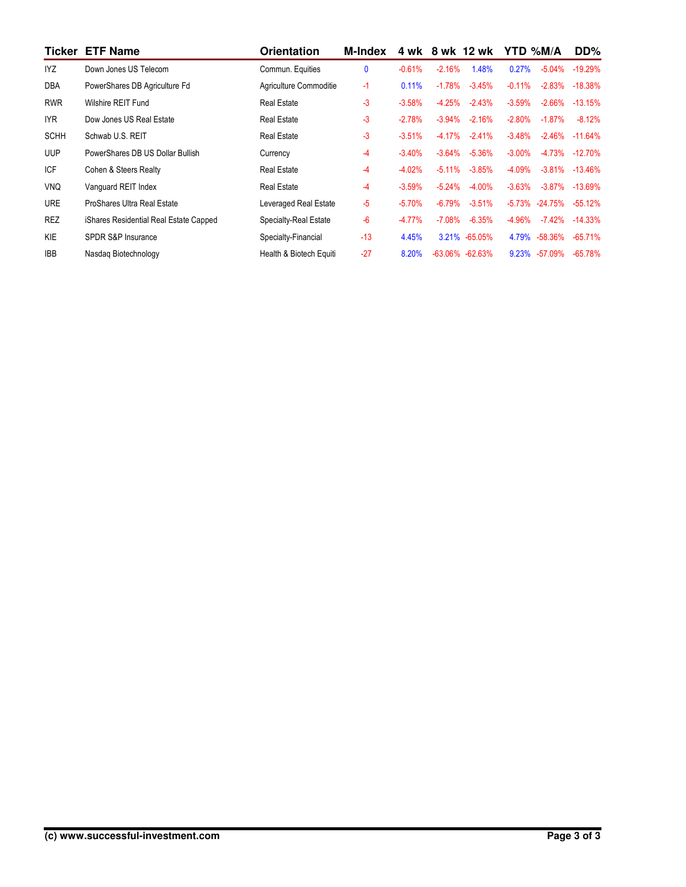| Ticker | ETF Name | Orientation | M-Index | 4 wk | 8 wk | 12 wk | YTD | %M/A | DD% |
|---|---|---|---|---|---|---|---|---|---|
| IYZ | Down Jones US Telecom | Commun. Equities | 0 | -0.61% | -2.16% | 1.48% | 0.27% | -5.04% | -19.29% |
| DBA | PowerShares DB Agriculture Fd | Agriculture Commoditie | -1 | 0.11% | -1.78% | -3.45% | -0.11% | -2.83% | -18.38% |
| RWR | Wilshire REIT Fund | Real Estate | -3 | -3.58% | -4.25% | -2.43% | -3.59% | -2.66% | -13.15% |
| IYR | Dow Jones US Real Estate | Real Estate | -3 | -2.78% | -3.94% | -2.16% | -2.80% | -1.87% | -8.12% |
| SCHH | Schwab U.S. REIT | Real Estate | -3 | -3.51% | -4.17% | -2.41% | -3.48% | -2.46% | -11.64% |
| UUP | PowerShares DB US Dollar Bullish | Currency | -4 | -3.40% | -3.64% | -5.36% | -3.00% | -4.73% | -12.70% |
| ICF | Cohen & Steers Realty | Real Estate | -4 | -4.02% | -5.11% | -3.85% | -4.09% | -3.81% | -13.46% |
| VNQ | Vanguard REIT Index | Real Estate | -4 | -3.59% | -5.24% | -4.00% | -3.63% | -3.87% | -13.69% |
| URE | ProShares Ultra Real Estate | Leveraged Real Estate | -5 | -5.70% | -6.79% | -3.51% | -5.73% | -24.75% | -55.12% |
| REZ | iShares Residential Real Estate Capped | Specialty-Real Estate | -6 | -4.77% | -7.08% | -6.35% | -4.96% | -7.42% | -14.33% |
| KIE | SPDR S&P Insurance | Specialty-Financial | -13 | 4.45% | 3.21% | -65.05% | 4.79% | -58.36% | -65.71% |
| IBB | Nasdaq Biotechnology | Health & Biotech Equiti | -27 | 8.20% | -63.06% | -62.63% | 9.23% | -57.09% | -65.78% |

(c) www.successful-investment.com